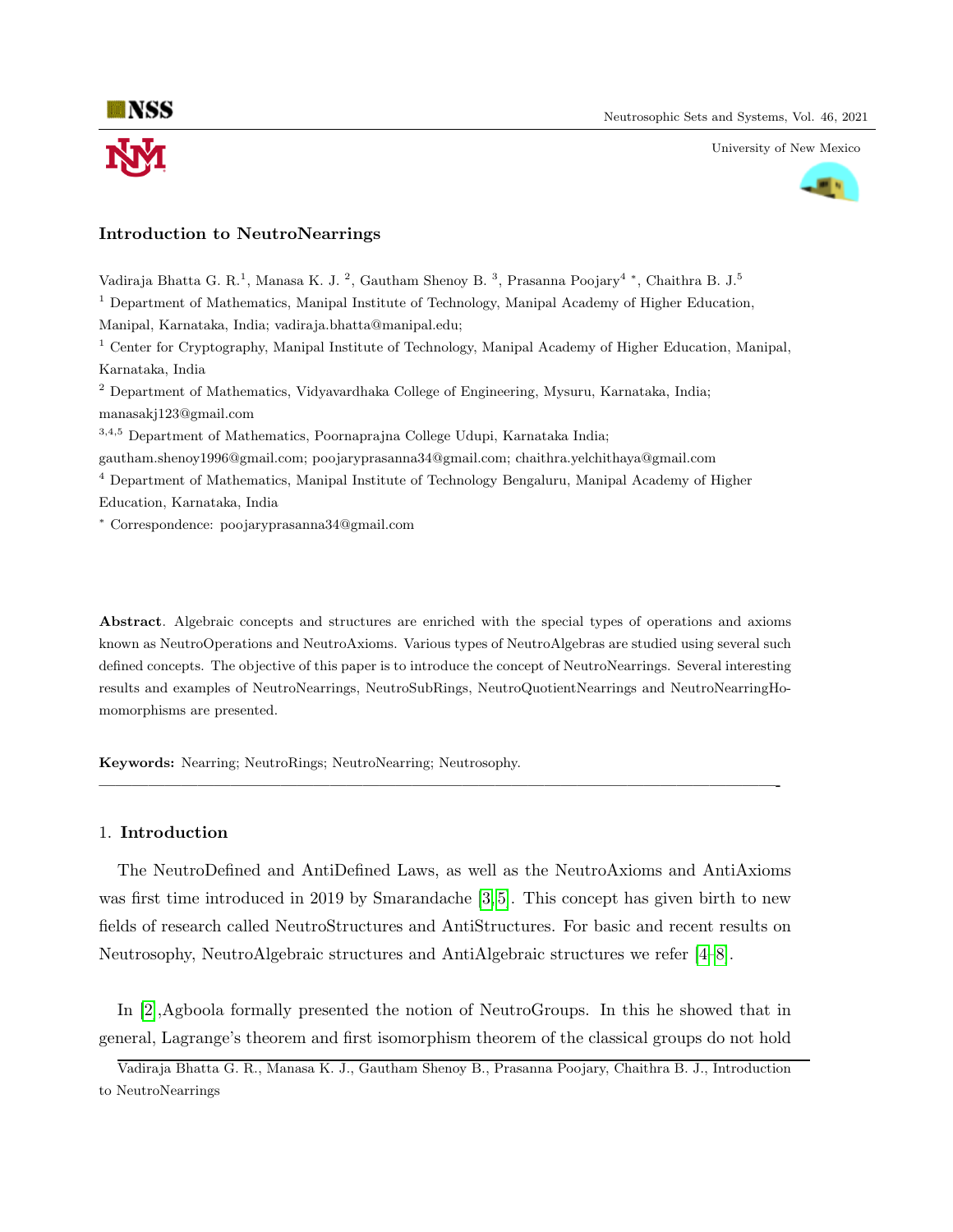# Introduction to NeutroNearrings

Vadiraja Bhatta G. R.[1], Manasa K. J. [2], Gautham Shenoy B. [3], Prasanna Poojary[4] *, Chaithra B. J.[5]

[1] Department of Mathematics, Manipal Institute of Technology, Manipal Academy of Higher Education, Manipal, Karnataka, India; vadiraja.bhatta@manipal.edu;

[1] Center for Cryptography, Manipal Institute of Technology, Manipal Academy of Higher Education, Manipal, Karnataka, India

[2] Department of Mathematics, Vidyavardhaka College of Engineering, Mysuru, Karnataka, India; manasakj123@gmail.com

[3,4,5] Department of Mathematics, Poornaprajna College Udupi, Karnataka India; gautham.shenoy1996@gmail.com; poojaryprasanna34@gmail.com; chaithra.yelchithaya@gmail.com

[4] Department of Mathematics, Manipal Institute of Technology Bengaluru, Manipal Academy of Higher Education, Karnataka, India

* Correspondence: poojaryprasanna34@gmail.com

**Abstract**. Algebraic concepts and structures are enriched with the special types of operations and axioms known as NeutroOperations and NeutroAxioms. Various types of NeutroAlgebras are studied using several such defined concepts. The objective of this paper is to introduce the concept of NeutroNearrings. Several interesting results and examples of NeutroNearrings, NeutroSubRings, NeutroQuotientNearrings and NeutroNearringHomomorphisms are presented.

**Keywords:** Nearring; NeutroRings; NeutroNearring; Neutrosophy.

---

## 1. Introduction

The NeutroDefined and AntiDefined Laws, as well as the NeutroAxioms and AntiAxioms was first time introduced in 2019 by Smarandache [3,5]. This concept has given birth to new fields of research called NeutroStructures and AntiStructures. For basic and recent results on Neutrosophy, NeutroAlgebraic structures and AntiAlgebraic structures we refer [4–8].

In [2],Agboola formally presented the notion of NeutroGroups. In this he showed that in general, Lagrange's theorem and first isomorphism theorem of the classical groups do not hold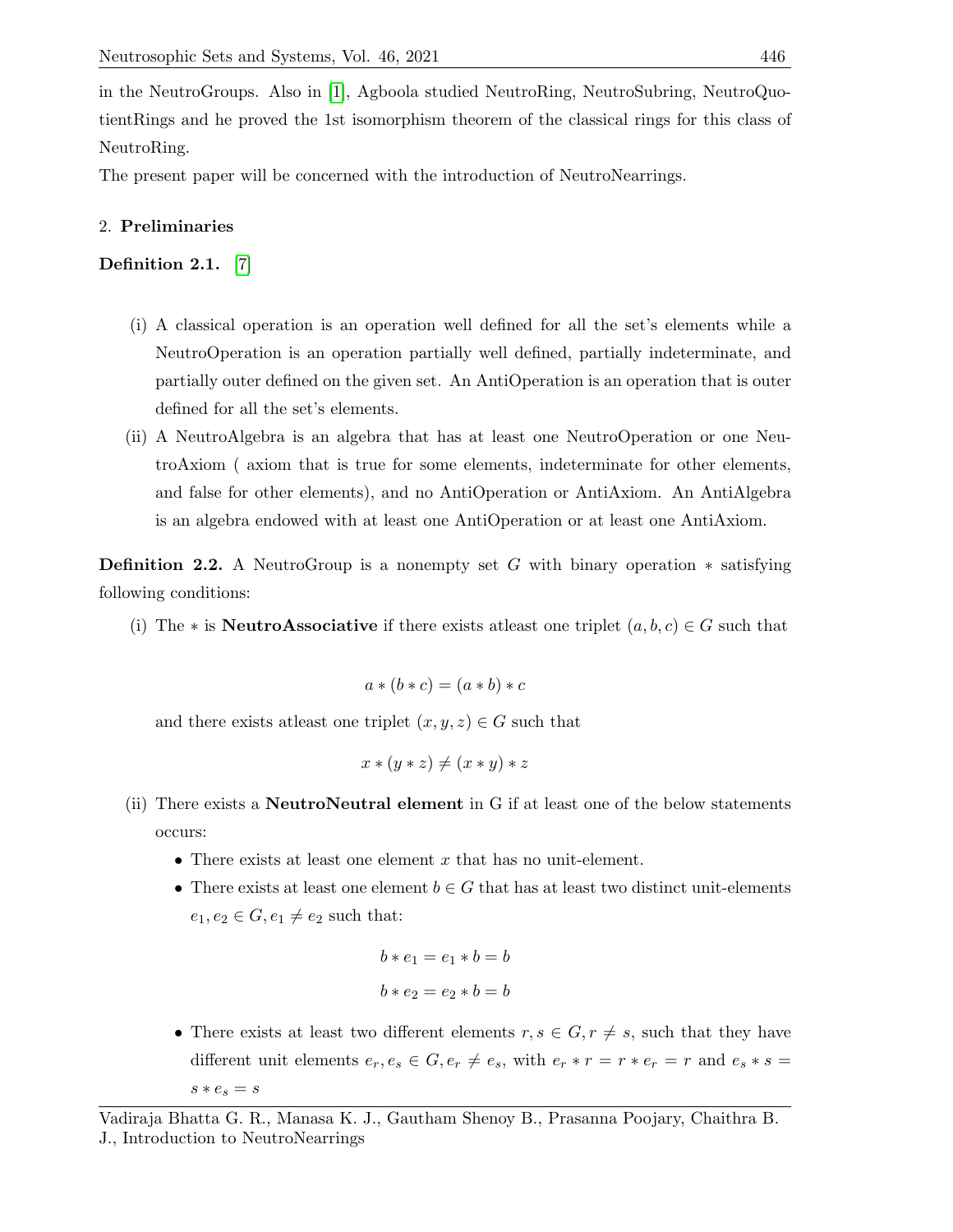in the NeutroGroups. Also in [1], Agboola studied NeutroRing, NeutroSubring, NeutroQuotientRings and he proved the 1st isomorphism theorem of the classical rings for this class of NeutroRing.

The present paper will be concerned with the introduction of NeutroNearrings.

## 2. **Preliminaries**

**Definition 2.1.** [7]

(i) A classical operation is an operation well defined for all the set's elements while a NeutroOperation is an operation partially well defined, partially indeterminate, and partially outer defined on the given set. An AntiOperation is an operation that is outer defined for all the set's elements.

(ii) A NeutroAlgebra is an algebra that has at least one NeutroOperation or one NeutroAxiom ( axiom that is true for some elements, indeterminate for other elements, and false for other elements), and no AntiOperation or AntiAxiom. An AntiAlgebra is an algebra endowed with at least one AntiOperation or at least one AntiAxiom.

**Definition 2.2.** A NeutroGroup is a nonempty set $G$ with binary operation $*$ satisfying following conditions:

(i) The $*$ is **NeutroAssociative** if there exists atleast one triplet $(a, b, c) \in G$ such that

$$a * (b * c) = (a * b) * c$$

and there exists atleast one triplet $(x, y, z) \in G$ such that

$$x * (y * z) \neq (x * y) * z$$

(ii) There exists a **NeutroNeutral element** in G if at least one of the below statements occurs:

- There exists at least one element $x$ that has no unit-element.
- There exists at least one element $b \in G$ that has at least two distinct unit-elements $e_1, e_2 \in G, e_1 \neq e_2$ such that:

$$b * e_1 = e_1 * b = b$$
$$b * e_2 = e_2 * b = b$$

- There exists at least two different elements $r, s \in G, r \neq s$, such that they have different unit elements $e_r, e_s \in G, e_r \neq e_s$, with $e_r * r = r * e_r = r$ and $e_s * s = s * e_s = s$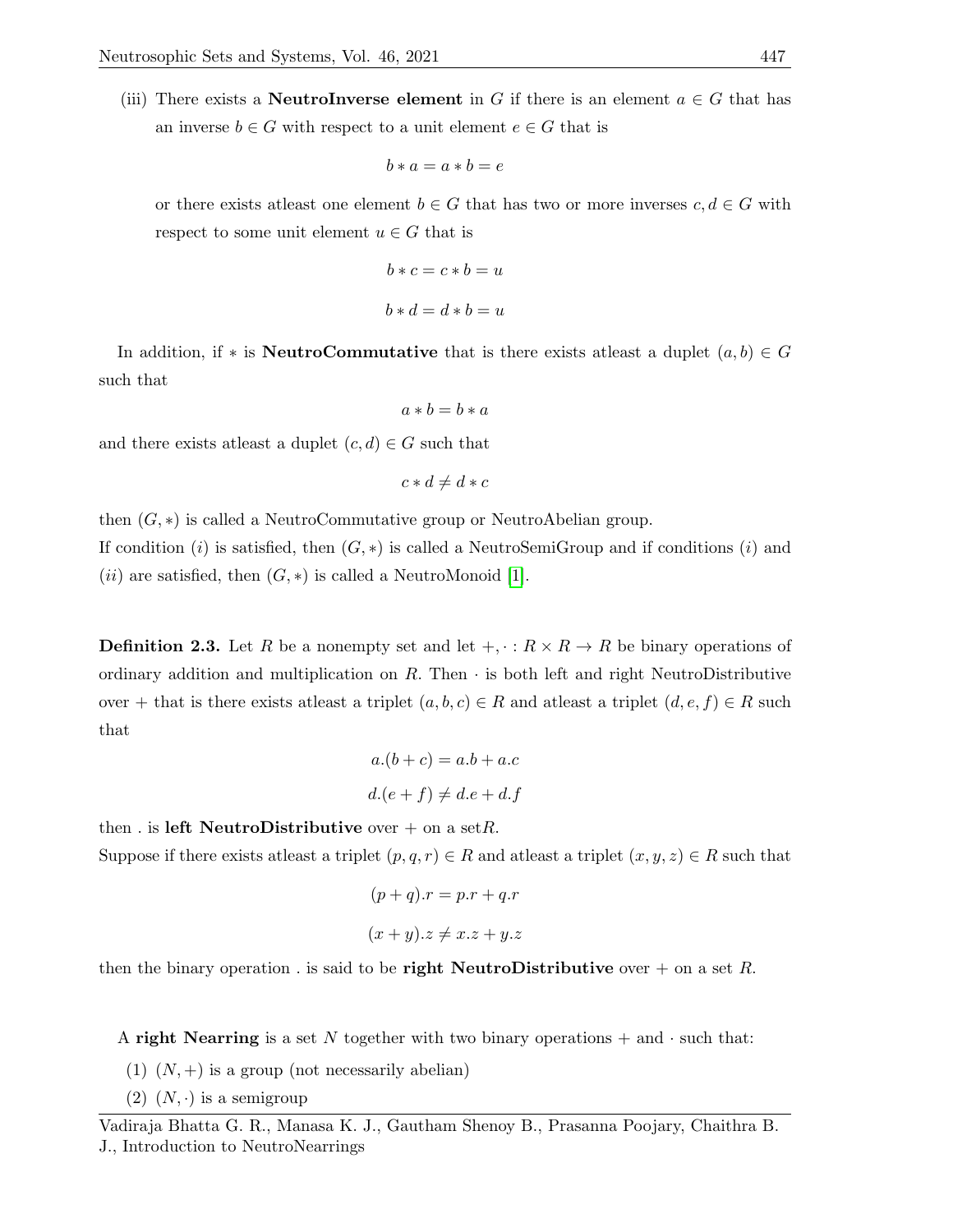(iii) There exists a **NeutroInverse element** in $G$ if there is an element $a \in G$ that has an inverse $b \in G$ with respect to a unit element $e \in G$ that is

$$b * a = a * b = e$$

or there exists atleast one element $b \in G$ that has two or more inverses $c, d \in G$ with respect to some unit element $u \in G$ that is

$$b * c = c * b = u$$

$$b * d = d * b = u$$

In addition, if $*$ is **NeutroCommutative** that is there exists atleast a duplet $(a, b) \in G$ such that

$$a * b = b * a$$

and there exists atleast a duplet $(c, d) \in G$ such that

$$c * d \neq d * c$$

then $(G, *)$ is called a NeutroCommutative group or NeutroAbelian group.
If condition $(i)$ is satisfied, then $(G, *)$ is called a NeutroSemiGroup and if conditions $(i)$ and $(ii)$ are satisfied, then $(G, *)$ is called a NeutroMonoid [1].

**Definition 2.3.** Let $R$ be a nonempty set and let $+, \cdot : R \times R \to R$ be binary operations of ordinary addition and multiplication on $R$. Then $\cdot$ is both left and right NeutroDistributive over $+$ that is there exists atleast a triplet $(a, b, c) \in R$ and atleast a triplet $(d, e, f) \in R$ such that

$$a.(b + c) = a.b + a.c$$

$$d.(e + f) \neq d.e + d.f$$

then . is **left NeutroDistributive** over $+$ on a set$R$.
Suppose if there exists atleast a triplet $(p, q, r) \in R$ and atleast a triplet $(x, y, z) \in R$ such that

$$(p + q).r = p.r + q.r$$

$$(x + y).z \neq x.z + y.z$$

then the binary operation . is said to be **right NeutroDistributive** over $+$ on a set $R$.

A **right Nearring** is a set $N$ together with two binary operations $+$ and $\cdot$ such that:

(1) $(N, +)$ is a group (not necessarily abelian)

(2) $(N, \cdot)$ is a semigroup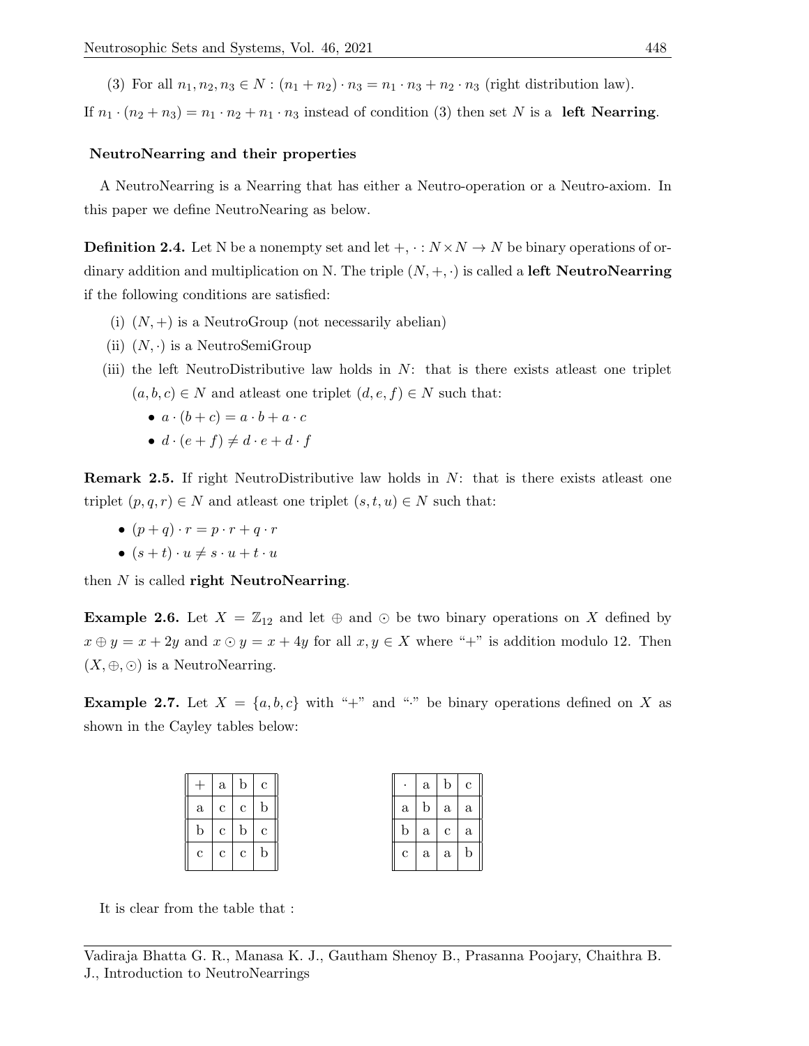(3) For all $n_1, n_2, n_3 \in N : (n_1 + n_2) \cdot n_3 = n_1 \cdot n_3 + n_2 \cdot n_3$ (right distribution law).

If $n_1 \cdot (n_2 + n_3) = n_1 \cdot n_2 + n_1 \cdot n_3$ instead of condition (3) then set $N$ is a **left Nearring**.

## NeutroNearring and their properties

A NeutroNearring is a Nearring that has either a Neutro-operation or a Neutro-axiom. In this paper we define NeutroNearing as below.

**Definition 2.4.** Let N be a nonempty set and let $+, \cdot : N \times N \to N$ be binary operations of ordinary addition and multiplication on N. The triple $(N, +, \cdot)$ is called a **left NeutroNearring** if the following conditions are satisfied:

(i) $(N, +)$ is a NeutroGroup (not necessarily abelian)

(ii) $(N, \cdot)$ is a NeutroSemiGroup

(iii) the left NeutroDistributive law holds in $N$: that is there exists atleast one triplet $(a, b, c) \in N$ and atleast one triplet $(d, e, f) \in N$ such that:

- $a \cdot (b + c) = a \cdot b + a \cdot c$
- $d \cdot (e + f) \neq d \cdot e + d \cdot f$

**Remark 2.5.** If right NeutroDistributive law holds in $N$: that is there exists atleast one triplet $(p, q, r) \in N$ and atleast one triplet $(s, t, u) \in N$ such that:

- $(p + q) \cdot r = p \cdot r + q \cdot r$
- $(s + t) \cdot u \neq s \cdot u + t \cdot u$

then $N$ is called **right NeutroNearring**.

**Example 2.6.** Let $X = \mathbb{Z}_{12}$ and let $\oplus$ and $\odot$ be two binary operations on $X$ defined by $x \oplus y = x + 2y$ and $x \odot y = x + 4y$ for all $x, y \in X$ where "+" is addition modulo 12. Then $(X, \oplus, \odot)$ is a NeutroNearring.

**Example 2.7.** Let $X = \{a, b, c\}$ with "+" and "·" be binary operations defined on $X$ as shown in the Cayley tables below:

| + | a | b | c |
|---|---|---|---|
| a | c | c | b |
| b | c | b | c |
| c | c | c | b |

| · | a | b | c |
|---|---|---|---|
| a | b | a | a |
| b | a | c | a |
| c | a | a | b |

It is clear from the table that :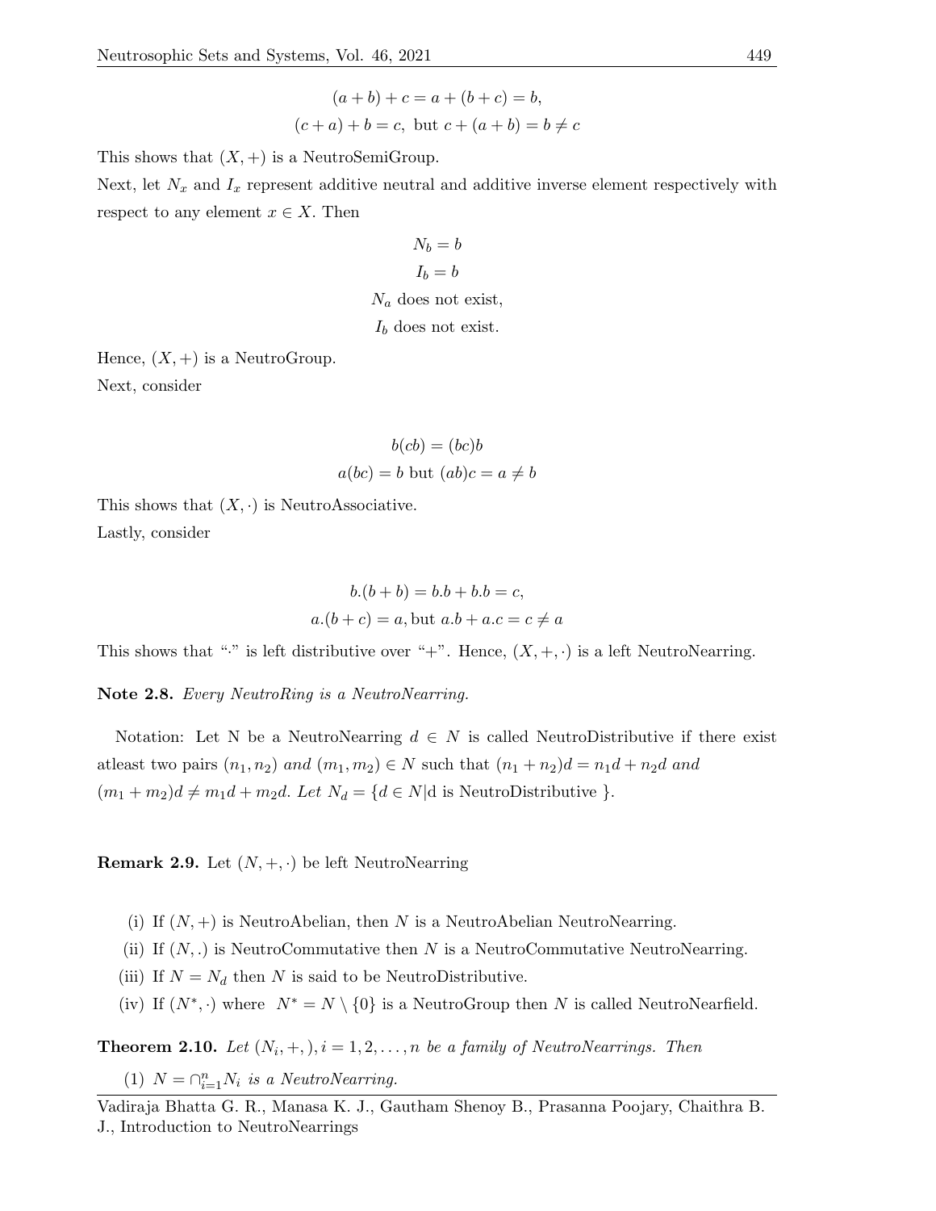$$(a + b) + c = a + (b + c) = b,$$

$$(c + a) + b = c, \text{ but } c + (a + b) = b \neq c$$

This shows that $(X, +)$ is a NeutroSemiGroup.

Next, let $N_x$ and $I_x$ represent additive neutral and additive inverse element respectively with respect to any element $x \in X$. Then

$$N_b = b$$

$$I_b = b$$

$$N_a \text{ does not exist,}$$

$$I_b \text{ does not exist.}$$

Hence, $(X, +)$ is a NeutroGroup.

Next, consider

$$b(cb) = (bc)b$$

$$a(bc) = b \text{ but } (ab)c = a \neq b$$

This shows that $(X, \cdot)$ is NeutroAssociative.

Lastly, consider

$$b.(b + b) = b.b + b.b = c,$$

$$a.(b + c) = a, \text{but } a.b + a.c = c \neq a$$

This shows that "·" is left distributive over "+". Hence, $(X, +, \cdot)$ is a left NeutroNearring.

**Note 2.8.** *Every NeutroRing is a NeutroNearring.*

Notation: Let N be a NeutroNearring $d \in N$ is called NeutroDistributive if there exist atleast two pairs $(n_1, n_2)$ *and* $(m_1, m_2) \in N$ such that $(n_1 + n_2)d = n_1 d + n_2 d$ *and* $(m_1 + m_2)d \neq m_1 d + m_2 d$. *Let* $N_d = \{d \in N | \text{d is NeutroDistributive }\}$.

**Remark 2.9.** Let $(N, +, \cdot)$ be left NeutroNearring

(i) If $(N, +)$ is NeutroAbelian, then $N$ is a NeutroAbelian NeutroNearring.

(ii) If $(N, .)$ is NeutroCommutative then $N$ is a NeutroCommutative NeutroNearring.

(iii) If $N = N_d$ then $N$ is said to be NeutroDistributive.

(iv) If $(N^*, \cdot)$ where $N^* = N \setminus \{0\}$ is a NeutroGroup then $N$ is called NeutroNearfield.

**Theorem 2.10.** *Let* $(N_i, +, ), i = 1, 2, \ldots, n$ *be a family of NeutroNearrings. Then*

(1) $N = \cap_{i=1}^{n} N_i$ *is a NeutroNearring.*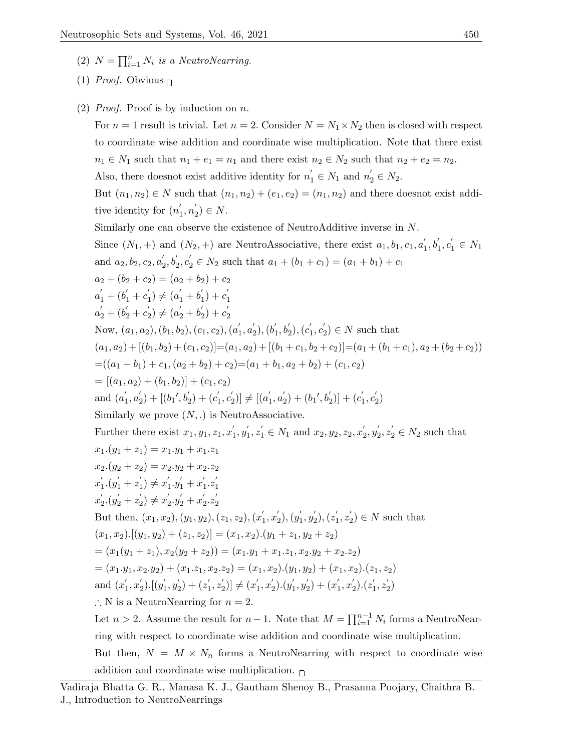(2) $N = \prod_{i=1}^{n} N_i$ *is a NeutroNearring.*

(1) *Proof.* Obvious □

(2) *Proof.* Proof is by induction on $n$.

For $n = 1$ result is trivial. Let $n = 2$. Consider $N = N_1 \times N_2$ then is closed with respect to coordinate wise addition and coordinate wise multiplication. Note that there exist $n_1 \in N_1$ such that $n_1 + e_1 = n_1$ and there exist $n_2 \in N_2$ such that $n_2 + e_2 = n_2$. Also, there doesnot exist additive identity for $n_1^{'} \in N_1$ and $n_2^{'} \in N_2$.

But $(n_1, n_2) \in N$ such that $(n_1, n_2) + (e_1, e_2) = (n_1, n_2)$ and there doesnot exist additive identity for $(n_1^{'}, n_2^{'}) \in N$.

Similarly one can observe the existence of NeutroAdditive inverse in $N$.

Since $(N_1, +)$ and $(N_2, +)$ are NeutroAssociative, there exist $a_1, b_1, c_1, a_1^{'}, b_1^{'}, c_1^{'} \in N_1$ and $a_2, b_2, c_2, a_2^{'}, b_2^{'}, c_2^{'} \in N_2$ such that $a_1 + (b_1 + c_1) = (a_1 + b_1) + c_1$

$a_2 + (b_2 + c_2) = (a_2 + b_2) + c_2$

$a_1^{'} + (b_1^{'} + c_1^{'}) \neq (a_1^{'} + b_1^{'}) + c_1^{'}$

$a_2^{'} + (b_2^{'} + c_2^{'}) \neq (a_2^{'} + b_2^{'}) + c_2^{'}$

Now, $(a_1, a_2), (b_1, b_2), (c_1, c_2), (a_1^{'}, a_2^{'}), (b_1^{'}, b_2^{'}), (c_1^{'}, c_2^{'}) \in N$ such that

$(a_1, a_2) + [(b_1, b_2) + (c_1, c_2)] = (a_1, a_2) + [(b_1 + c_1, b_2 + c_2)] = (a_1 + (b_1 + c_1), a_2 + (b_2 + c_2))$

$= ((a_1 + b_1) + c_1, (a_2 + b_2) + c_2) = (a_1 + b_1, a_2 + b_2) + (c_1, c_2)$

$= [(a_1, a_2) + (b_1, b_2)] + (c_1, c_2)$

and $(a_1^{'}, a_2^{'}) + [(b_1{'}, b_2^{'}) + (c_1^{'}, c_2^{'})] \neq [(a_1^{'}, a_2^{'}) + (b_1{'}, b_2^{'})] + (c_1^{'}, c_2^{'})$

Similarly we prove $(N, .)$ is NeutroAssociative.

Further there exist $x_1, y_1, z_1, x_1^{'}, y_1^{'}, z_1^{'} \in N_1$ and $x_2, y_2, z_2, x_2^{'}, y_2^{'}, z_2^{'} \in N_2$ such that

$x_1.(y_1 + z_1) = x_1.y_1 + x_1.z_1$

$x_2.(y_2 + z_2) = x_2.y_2 + x_2.z_2$

$x_1^{'}.(y_1^{'} + z_1^{'}) \neq x_1^{'}.y_1^{'} + x_1^{'}.z_1^{'}$

$x_2^{'}.(y_2^{'} + z_2^{'}) \neq x_2^{'}.y_2^{'} + x_2^{'}.z_2^{'}$

But then, $(x_1, x_2), (y_1, y_2), (z_1, z_2), (x_1^{'}, x_2^{'}), (y_1^{'}, y_2^{'}), (z_1^{'}, z_2^{'}) \in N$ such that

$(x_1, x_2).[(y_1, y_2) + (z_1, z_2)] = (x_1, x_2).(y_1 + z_1, y_2 + z_2)$

$= (x_1(y_1 + z_1), x_2(y_2 + z_2)) = (x_1.y_1 + x_1.z_1, x_2.y_2 + x_2.z_2)$

$= (x_1.y_1, x_2.y_2) + (x_1.z_1, x_2.z_2) = (x_1, x_2).(y_1, y_2) + (x_1, x_2).(z_1, z_2)$

and $(x_1^{'}, x_2^{'}).[(y_1^{'}, y_2^{'}) + (z_1^{'}, z_2^{'})] \neq (x_1^{'}, x_2^{'}).(y_1^{'}, y_2^{'}) + (x_1^{'}, x_2^{'}).(z_1^{'}, z_2^{'})$

$\therefore$ N is a NeutroNearring for $n = 2$.

Let $n > 2$. Assume the result for $n - 1$. Note that $M = \prod_{i=1}^{n-1} N_i$ forms a NeutroNearring with respect to coordinate wise addition and coordinate wise multiplication.

But then, $N = M \times N_n$ forms a NeutroNearring with respect to coordinate wise addition and coordinate wise multiplication. □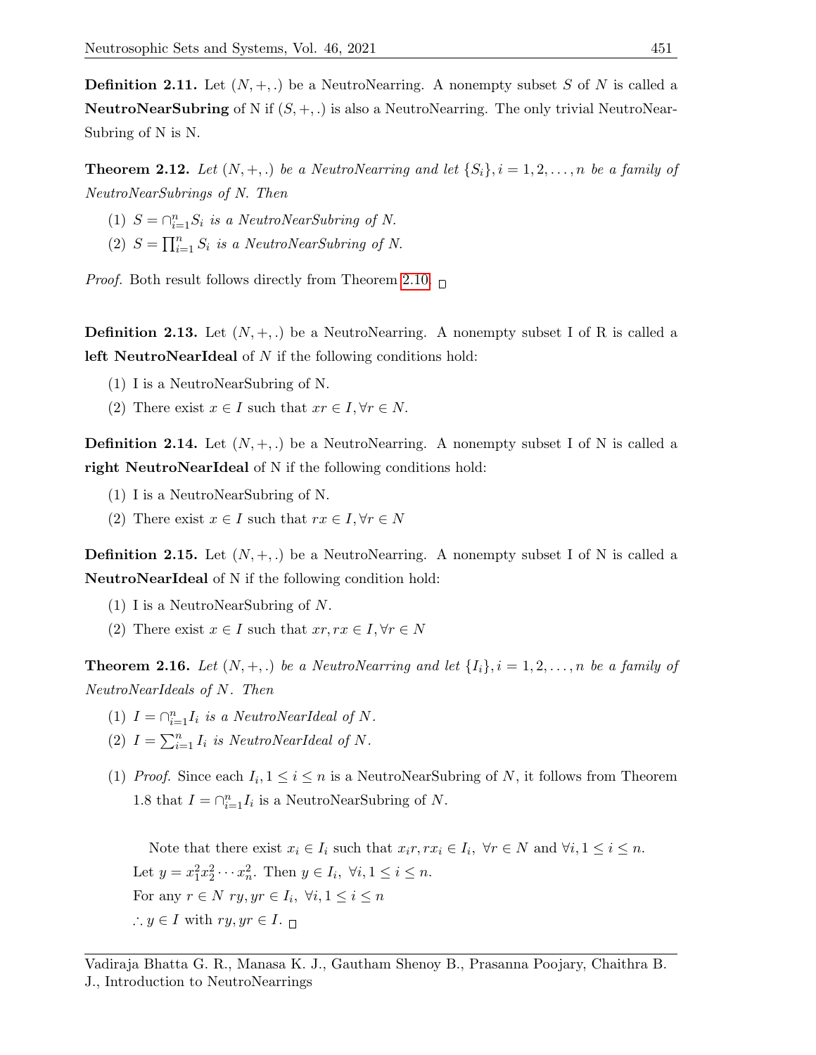**Definition 2.11.** Let $(N, +, .)$ be a NeutroNearring. A nonempty subset $S$ of $N$ is called a **NeutroNearSubring** of N if $(S, +, .)$ is also a NeutroNearring. The only trivial NeutroNearSubring of N is N.

**Theorem 2.12.** *Let $(N, +, .)$ be a NeutroNearring and let $\{S_i\}, i = 1, 2, \ldots, n$ be a family of NeutroNearSubrings of N. Then*

1. *$S = \cap_{i=1}^{n} S_i$ is a NeutroNearSubring of N.*
2. *$S = \prod_{i=1}^{n} S_i$ is a NeutroNearSubring of N.*

*Proof.* Both result follows directly from Theorem 2.10. □

**Definition 2.13.** Let $(N, +, .)$ be a NeutroNearring. A nonempty subset I of R is called a **left NeutroNearIdeal** of $N$ if the following conditions hold:

1. I is a NeutroNearSubring of N.
2. There exist $x \in I$ such that $xr \in I, \forall r \in N$.

**Definition 2.14.** Let $(N, +, .)$ be a NeutroNearring. A nonempty subset I of N is called a **right NeutroNearIdeal** of N if the following conditions hold:

1. I is a NeutroNearSubring of N.
2. There exist $x \in I$ such that $rx \in I, \forall r \in N$

**Definition 2.15.** Let $(N, +, .)$ be a NeutroNearring. A nonempty subset I of N is called a **NeutroNearIdeal** of N if the following condition hold:

1. I is a NeutroNearSubring of $N$.
2. There exist $x \in I$ such that $xr, rx \in I, \forall r \in N$

**Theorem 2.16.** *Let $(N, +, .)$ be a NeutroNearring and let $\{I_i\}, i = 1, 2, \ldots, n$ be a family of NeutroNearIdeals of $N$. Then*

1. *$I = \cap_{i=1}^{n} I_i$ is a NeutroNearIdeal of $N$.*
2. *$I = \sum_{i=1}^{n} I_i$ is NeutroNearIdeal of $N$.*

(1) *Proof.* Since each $I_i, 1 \leq i \leq n$ is a NeutroNearSubring of $N$, it follows from Theorem 1.8 that $I = \cap_{i=1}^{n} I_i$ is a NeutroNearSubring of $N$.

Note that there exist $x_i \in I_i$ such that $x_i r, r x_i \in I_i, \ \forall r \in N$ and $\forall i, 1 \leq i \leq n$.
Let $y = x_1^2 x_2^2 \cdots x_n^2$. Then $y \in I_i, \ \forall i, 1 \leq i \leq n$.
For any $r \in N$ $ry, yr \in I_i, \ \forall i, 1 \leq i \leq n$
$\therefore y \in I$ with $ry, yr \in I$. □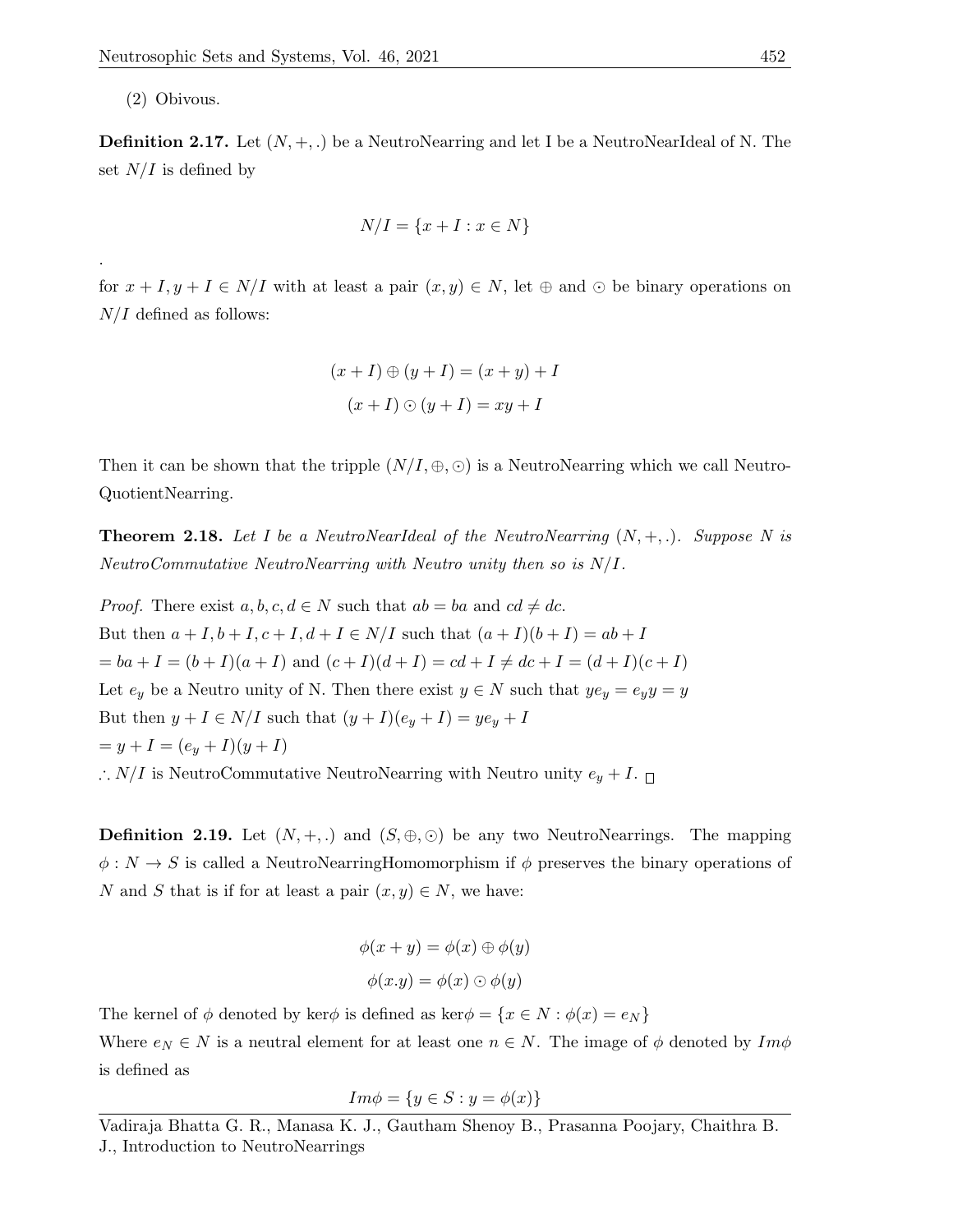(2) Obivous.

**Definition 2.17.** Let $(N, +, .)$ be a NeutroNearring and let I be a NeutroNearIdeal of N. The set $N/I$ is defined by

$$N/I = \{x + I : x \in N\}$$

.

for $x + I, y + I \in N/I$ with at least a pair $(x, y) \in N$, let $\oplus$ and $\odot$ be binary operations on $N/I$ defined as follows:

$$(x + I) \oplus (y + I) = (x + y) + I$$

$$(x + I) \odot (y + I) = xy + I$$

Then it can be shown that the tripple $(N/I, \oplus, \odot)$ is a NeutroNearring which we call NeutroQuotientNearring.

**Theorem 2.18.** *Let I be a NeutroNearIdeal of the NeutroNearring $(N, +, .)$. Suppose N is NeutroCommutative NeutroNearring with Neutro unity then so is $N/I$.*

*Proof.* There exist $a, b, c, d \in N$ such that $ab = ba$ and $cd \neq dc$.
But then $a + I, b + I, c + I, d + I \in N/I$ such that $(a + I)(b + I) = ab + I$
$= ba + I = (b + I)(a + I)$ and $(c + I)(d + I) = cd + I \neq dc + I = (d + I)(c + I)$
Let $e_y$ be a Neutro unity of N. Then there exist $y \in N$ such that $ye_y = e_y y = y$
But then $y + I \in N/I$ such that $(y + I)(e_y + I) = ye_y + I$
$= y + I = (e_y + I)(y + I)$
$\therefore N/I$ is NeutroCommutative NeutroNearring with Neutro unity $e_y + I$. □

**Definition 2.19.** Let $(N, +, .)$ and $(S, \oplus, \odot)$ be any two NeutroNearrings. The mapping $\phi : N \to S$ is called a NeutroNearringHomomorphism if $\phi$ preserves the binary operations of N and S that is if for at least a pair $(x, y) \in N$, we have:

$$\phi(x + y) = \phi(x) \oplus \phi(y)$$

$$\phi(x.y) = \phi(x) \odot \phi(y)$$

The kernel of $\phi$ denoted by ker$\phi$ is defined as ker$\phi = \{x \in N : \phi(x) = e_N\}$
Where $e_N \in N$ is a neutral element for at least one $n \in N$. The image of $\phi$ denoted by $Im\phi$ is defined as

$$Im\phi = \{y \in S : y = \phi(x)\}$$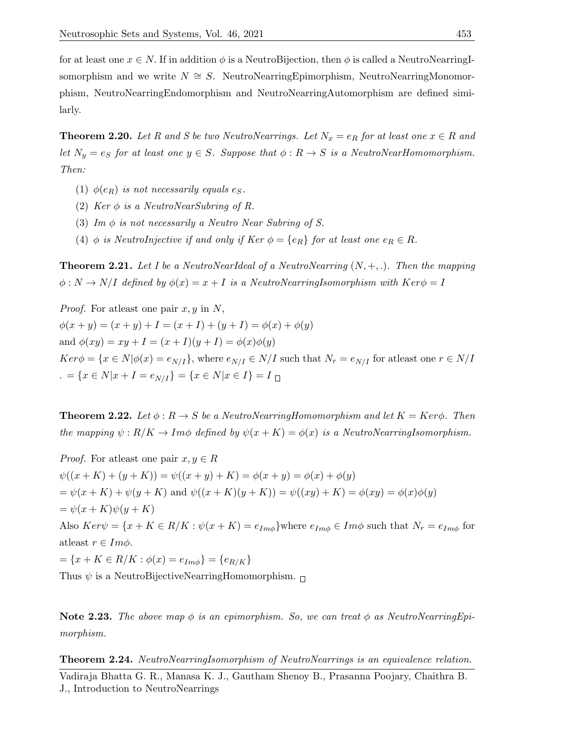for at least one $x \in N$. If in addition $\phi$ is a NeutroBijection, then $\phi$ is called a NeutroNearringIsomorphism and we write $N \cong S$. NeutroNearringEpimorphism, NeutroNearringMonomorphism, NeutroNearringEndomorphism and NeutroNearringAutomorphism are defined similarly.

**Theorem 2.20.** *Let $R$ and $S$ be two NeutroNearrings. Let $N_x = e_R$ for at least one $x \in R$ and let $N_y = e_S$ for at least one $y \in S$. Suppose that $\phi : R \to S$ is a NeutroNearHomomorphism. Then:*

1. *$\phi(e_R)$ is not necessarily equals $e_S$.*
2. *Ker $\phi$ is a NeutroNearSubring of $R$.*
3. *Im $\phi$ is not necessarily a Neutro Near Subring of $S$.*
4. *$\phi$ is NeutroInjective if and only if Ker $\phi = \{e_R\}$ for at least one $e_R \in R$.*

**Theorem 2.21.** *Let $I$ be a NeutroNearIdeal of a NeutroNearring $(N, +, .)$. Then the mapping $\phi : N \to N/I$ defined by $\phi(x) = x + I$ is a NeutroNearringIsomorphism with $Ker\phi = I$*

*Proof.* For atleast one pair $x, y$ in $N$,
$\phi(x + y) = (x + y) + I = (x + I) + (y + I) = \phi(x) + \phi(y)$
and $\phi(xy) = xy + I = (x + I)(y + I) = \phi(x)\phi(y)$
$Ker\phi = \{x \in N | \phi(x) = e_{N/I}\}$, where $e_{N/I} \in N/I$ such that $N_r = e_{N/I}$ for atleast one $r \in N/I$
. $= \{x \in N | x + I = e_{N/I}\} = \{x \in N | x \in I\} = I$ □

**Theorem 2.22.** *Let $\phi : R \to S$ be a NeutroNearringHomomorphism and let $K = Ker\phi$. Then the mapping $\psi : R/K \to Im\phi$ defined by $\psi(x + K) = \phi(x)$ is a NeutroNearringIsomorphism.*

*Proof.* For atleast one pair $x, y \in R$
$\psi((x + K) + (y + K)) = \psi((x + y) + K) = \phi(x + y) = \phi(x) + \phi(y)$
$= \psi(x + K) + \psi(y + K)$ and $\psi((x + K)(y + K)) = \psi((xy) + K) = \phi(xy) = \phi(x)\phi(y)$
$= \psi(x + K)\psi(y + K)$
Also $Ker\psi = \{x + K \in R/K : \psi(x + K) = e_{Im\phi}\}$where $e_{Im\phi} \in Im\phi$ such that $N_r = e_{Im\phi}$ for atleast $r \in Im\phi$.
$= \{x + K \in R/K : \phi(x) = e_{Im\phi}\} = \{e_{R/K}\}$
Thus $\psi$ is a NeutroBijectiveNearringHomomorphism. □

**Note 2.23.** *The above map $\phi$ is an epimorphism. So, we can treat $\phi$ as NeutroNearringEpimorphism.*

**Theorem 2.24.** *NeutroNearringIsomorphism of NeutroNearrings is an equivalence relation.*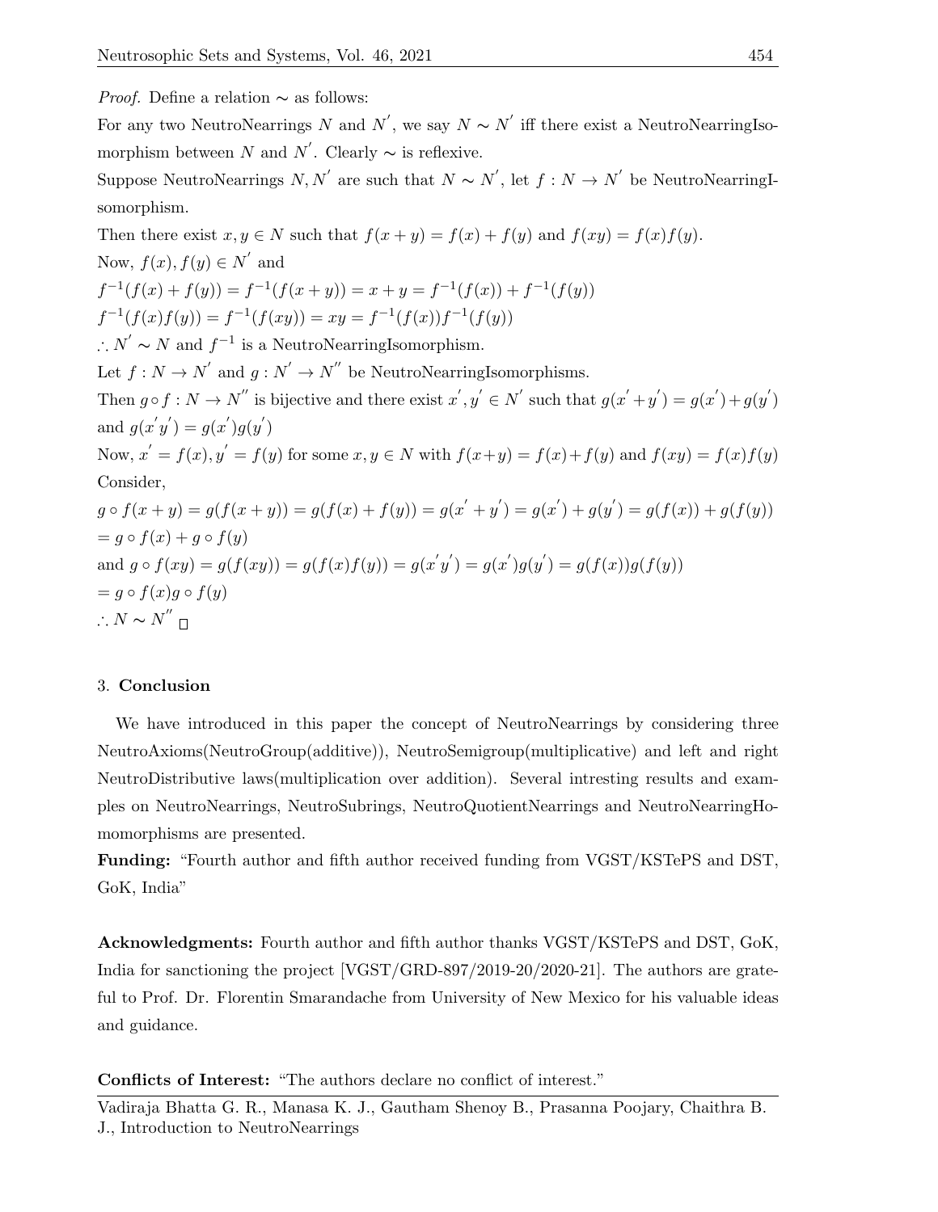*Proof.* Define a relation $\sim$ as follows:

For any two NeutroNearrings $N$ and $N'$, we say $N \sim N'$ iff there exist a NeutroNearringIsomorphism between $N$ and $N'$. Clearly $\sim$ is reflexive.

Suppose NeutroNearrings $N, N'$ are such that $N \sim N'$, let $f : N \to N'$ be NeutroNearringIsomorphism.

Then there exist $x, y \in N$ such that $f(x+y) = f(x) + f(y)$ and $f(xy) = f(x)f(y)$.

Now, $f(x), f(y) \in N'$ and

$f^{-1}(f(x) + f(y)) = f^{-1}(f(x+y)) = x + y = f^{-1}(f(x)) + f^{-1}(f(y))$

$f^{-1}(f(x)f(y)) = f^{-1}(f(xy)) = xy = f^{-1}(f(x))f^{-1}(f(y))$

$\therefore N' \sim N$ and $f^{-1}$ is a NeutroNearringIsomorphism.

Let $f : N \to N'$ and $g : N' \to N''$ be NeutroNearringIsomorphisms.

Then $g \circ f : N \to N''$ is bijective and there exist $x', y' \in N'$ such that $g(x' + y') = g(x') + g(y')$ and $g(x'y') = g(x')g(y')$

Now, $x' = f(x), y' = f(y)$ for some $x, y \in N$ with $f(x+y) = f(x) + f(y)$ and $f(xy) = f(x)f(y)$

Consider,

$g \circ f(x+y) = g(f(x+y)) = g(f(x) + f(y)) = g(x' + y') = g(x') + g(y') = g(f(x)) + g(f(y))$
$= g \circ f(x) + g \circ f(y)$

and $g \circ f(xy) = g(f(xy)) = g(f(x)f(y)) = g(x'y') = g(x')g(y') = g(f(x))g(f(y))$
$= g \circ f(x) g \circ f(y)$

$\therefore N \sim N''$ $\square$

## 3. Conclusion

We have introduced in this paper the concept of NeutroNearrings by considering three NeutroAxioms(NeutroGroup(additive)), NeutroSemigroup(multiplicative) and left and right NeutroDistributive laws(multiplication over addition). Several intresting results and examples on NeutroNearrings, NeutroSubrings, NeutroQuotientNearrings and NeutroNearringHomomorphisms are presented.

**Funding:** "Fourth author and fifth author received funding from VGST/KSTePS and DST, GoK, India"

**Acknowledgments:** Fourth author and fifth author thanks VGST/KSTePS and DST, GoK, India for sanctioning the project [VGST/GRD-897/2019-20/2020-21]. The authors are grateful to Prof. Dr. Florentin Smarandache from University of New Mexico for his valuable ideas and guidance.

**Conflicts of Interest:** "The authors declare no conflict of interest."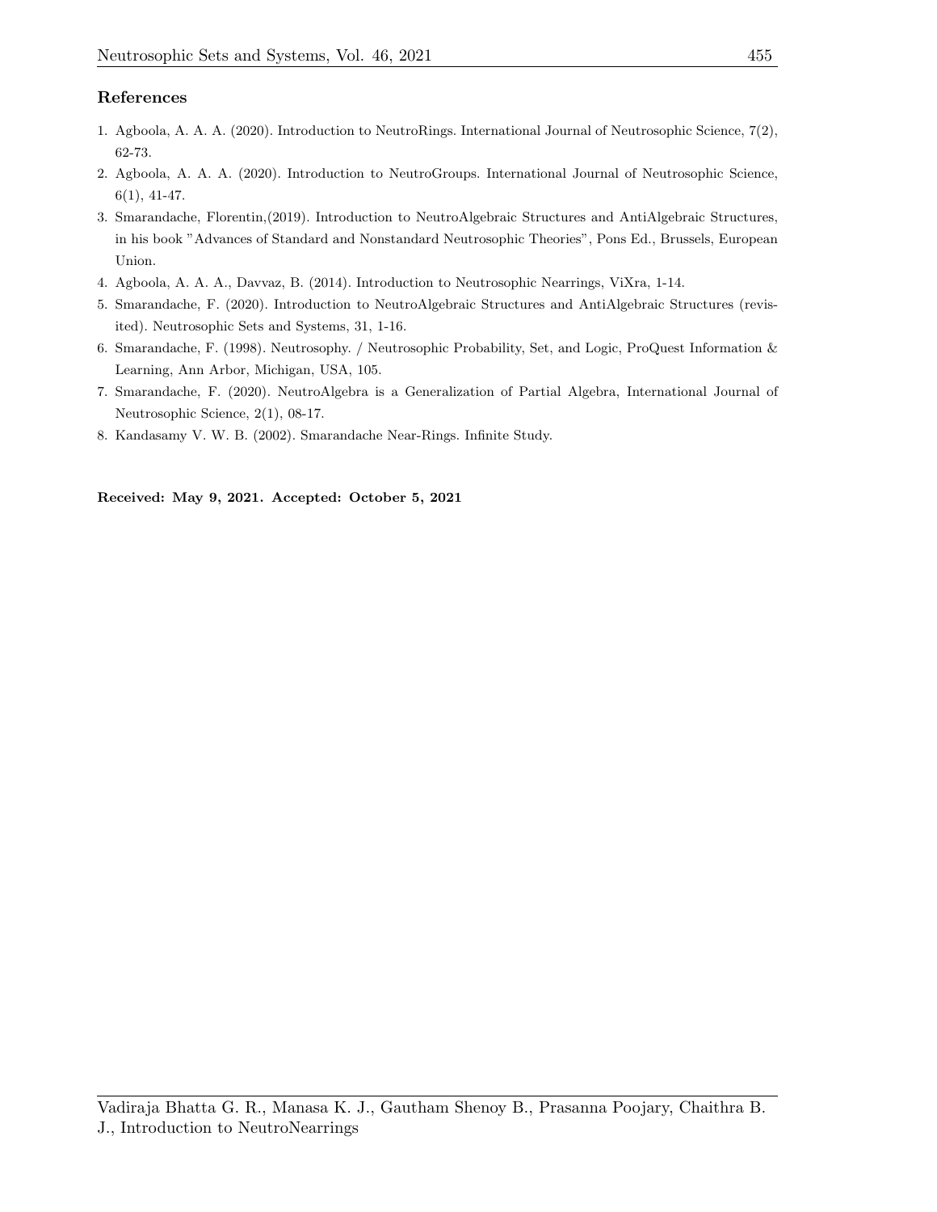## References

1. Agboola, A. A. A. (2020). Introduction to NeutroRings. International Journal of Neutrosophic Science, 7(2), 62-73.
2. Agboola, A. A. A. (2020). Introduction to NeutroGroups. International Journal of Neutrosophic Science, 6(1), 41-47.
3. Smarandache, Florentin,(2019). Introduction to NeutroAlgebraic Structures and AntiAlgebraic Structures, in his book "Advances of Standard and Nonstandard Neutrosophic Theories", Pons Ed., Brussels, European Union.
4. Agboola, A. A. A., Davvaz, B. (2014). Introduction to Neutrosophic Nearrings, ViXra, 1-14.
5. Smarandache, F. (2020). Introduction to NeutroAlgebraic Structures and AntiAlgebraic Structures (revisited). Neutrosophic Sets and Systems, 31, 1-16.
6. Smarandache, F. (1998). Neutrosophy. / Neutrosophic Probability, Set, and Logic, ProQuest Information & Learning, Ann Arbor, Michigan, USA, 105.
7. Smarandache, F. (2020). NeutroAlgebra is a Generalization of Partial Algebra, International Journal of Neutrosophic Science, 2(1), 08-17.
8. Kandasamy V. W. B. (2002). Smarandache Near-Rings. Infinite Study.

**Received: May 9, 2021. Accepted: October 5, 2021**